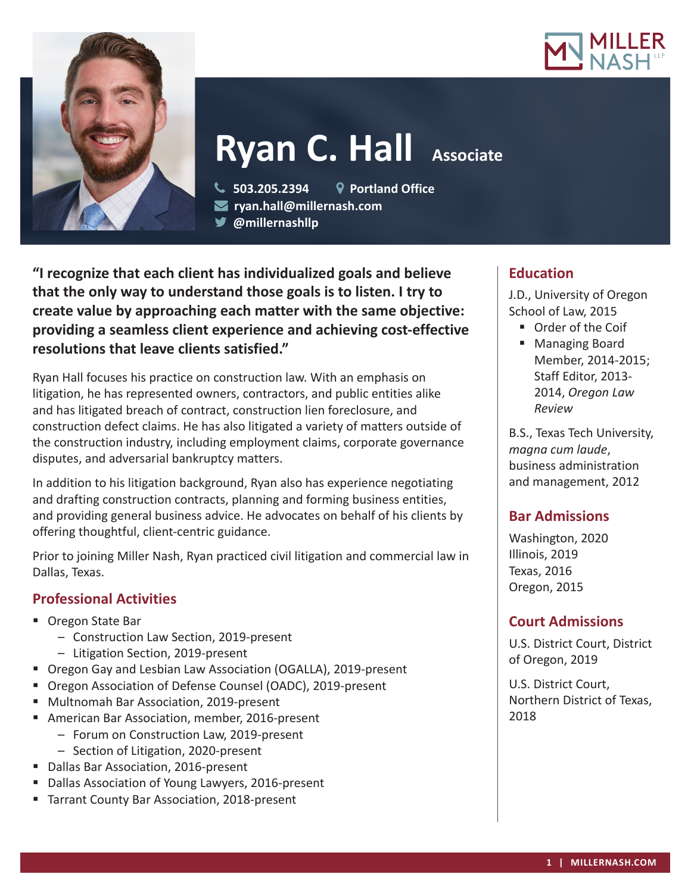# Ryan C. Hall

**Associate**

503.205.2394
Portland Office
ryan.hall@millernash.com
@millernashllp

**"I recognize that each client has individualized goals and believe that the only way to understand those goals is to listen. I try to create value by approaching each matter with the same objective: providing a seamless client experience and achieving cost-effective resolutions that leave clients satisfied."**

Ryan Hall focuses his practice on construction law. With an emphasis on litigation, he has represented owners, contractors, and public entities alike and has litigated breach of contract, construction lien foreclosure, and construction defect claims. He has also litigated a variety of matters outside of the construction industry, including employment claims, corporate governance disputes, and adversarial bankruptcy matters.

In addition to his litigation background, Ryan also has experience negotiating and drafting construction contracts, planning and forming business entities, and providing general business advice. He advocates on behalf of his clients by offering thoughtful, client-centric guidance.

Prior to joining Miller Nash, Ryan practiced civil litigation and commercial law in Dallas, Texas.

## Professional Activities

- Oregon State Bar
  - Construction Law Section, 2019-present
  - Litigation Section, 2019-present
- Oregon Gay and Lesbian Law Association (OGALLA), 2019-present
- Oregon Association of Defense Counsel (OADC), 2019-present
- Multnomah Bar Association, 2019-present
- American Bar Association, member, 2016-present
  - Forum on Construction Law, 2019-present
  - Section of Litigation, 2020-present
- Dallas Bar Association, 2016-present
- Dallas Association of Young Lawyers, 2016-present
- Tarrant County Bar Association, 2018-present

## Education

J.D., University of Oregon School of Law, 2015

- Order of the Coif
- Managing Board Member, 2014-2015; Staff Editor, 2013-2014, *Oregon Law Review*

B.S., Texas Tech University, *magna cum laude*, business administration and management, 2012

## Bar Admissions

Washington, 2020
Illinois, 2019
Texas, 2016
Oregon, 2015

## Court Admissions

U.S. District Court, District of Oregon, 2019

U.S. District Court, Northern District of Texas, 2018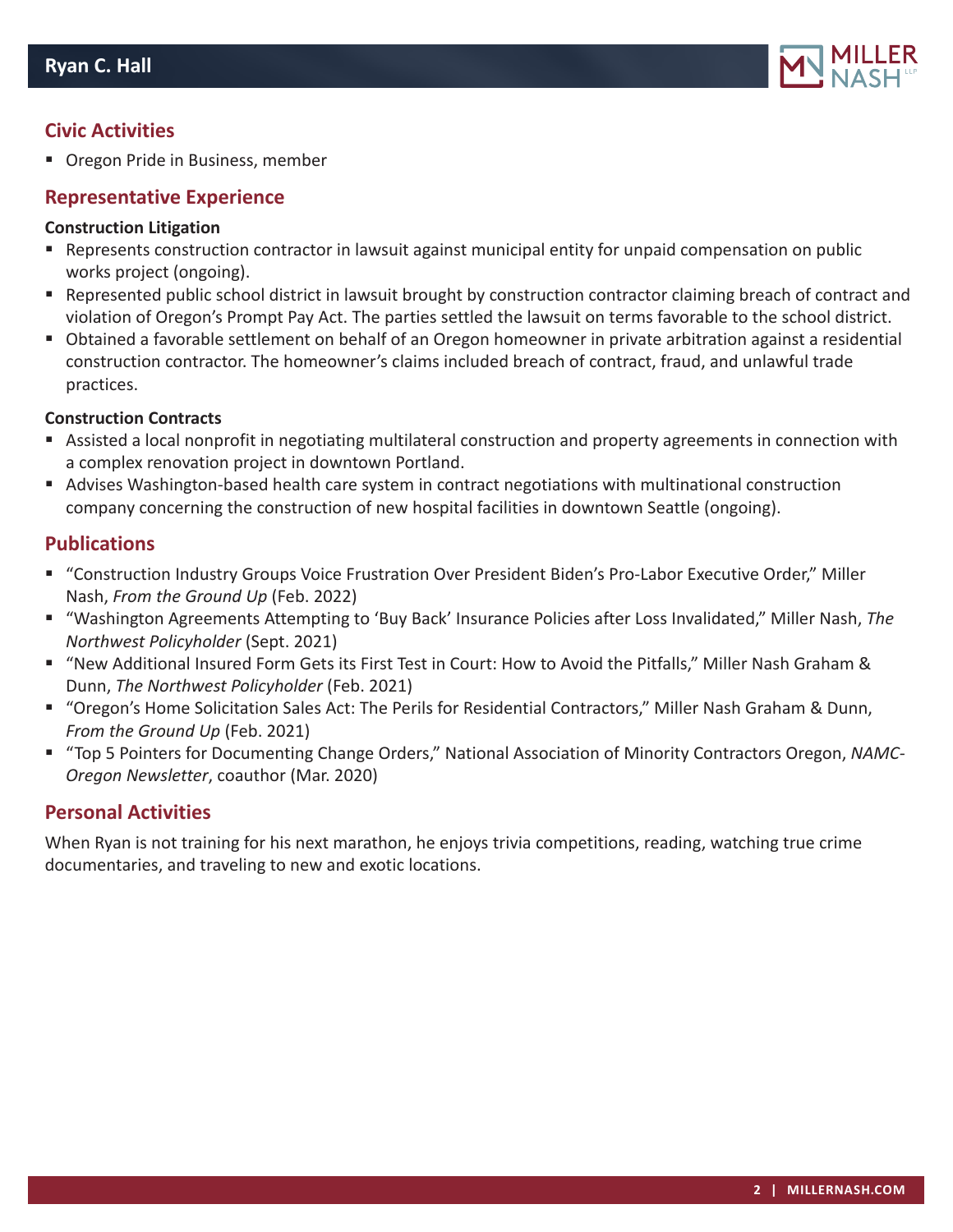## Civic Activities

- Oregon Pride in Business, member

## Representative Experience

**Construction Litigation**

- Represents construction contractor in lawsuit against municipal entity for unpaid compensation on public works project (ongoing).
- Represented public school district in lawsuit brought by construction contractor claiming breach of contract and violation of Oregon's Prompt Pay Act. The parties settled the lawsuit on terms favorable to the school district.
- Obtained a favorable settlement on behalf of an Oregon homeowner in private arbitration against a residential construction contractor. The homeowner's claims included breach of contract, fraud, and unlawful trade practices.

**Construction Contracts**

- Assisted a local nonprofit in negotiating multilateral construction and property agreements in connection with a complex renovation project in downtown Portland.
- Advises Washington-based health care system in contract negotiations with multinational construction company concerning the construction of new hospital facilities in downtown Seattle (ongoing).

## Publications

- "Construction Industry Groups Voice Frustration Over President Biden's Pro-Labor Executive Order," Miller Nash, *From the Ground Up* (Feb. 2022)
- "Washington Agreements Attempting to 'Buy Back' Insurance Policies after Loss Invalidated," Miller Nash, *The Northwest Policyholder* (Sept. 2021)
- "New Additional Insured Form Gets its First Test in Court: How to Avoid the Pitfalls," Miller Nash Graham & Dunn, *The Northwest Policyholder* (Feb. 2021)
- "Oregon's Home Solicitation Sales Act: The Perils for Residential Contractors," Miller Nash Graham & Dunn, *From the Ground Up* (Feb. 2021)
- "Top 5 Pointers for Documenting Change Orders," National Association of Minority Contractors Oregon, *NAMC-Oregon Newsletter*, coauthor (Mar. 2020)

## Personal Activities

When Ryan is not training for his next marathon, he enjoys trivia competitions, reading, watching true crime documentaries, and traveling to new and exotic locations.